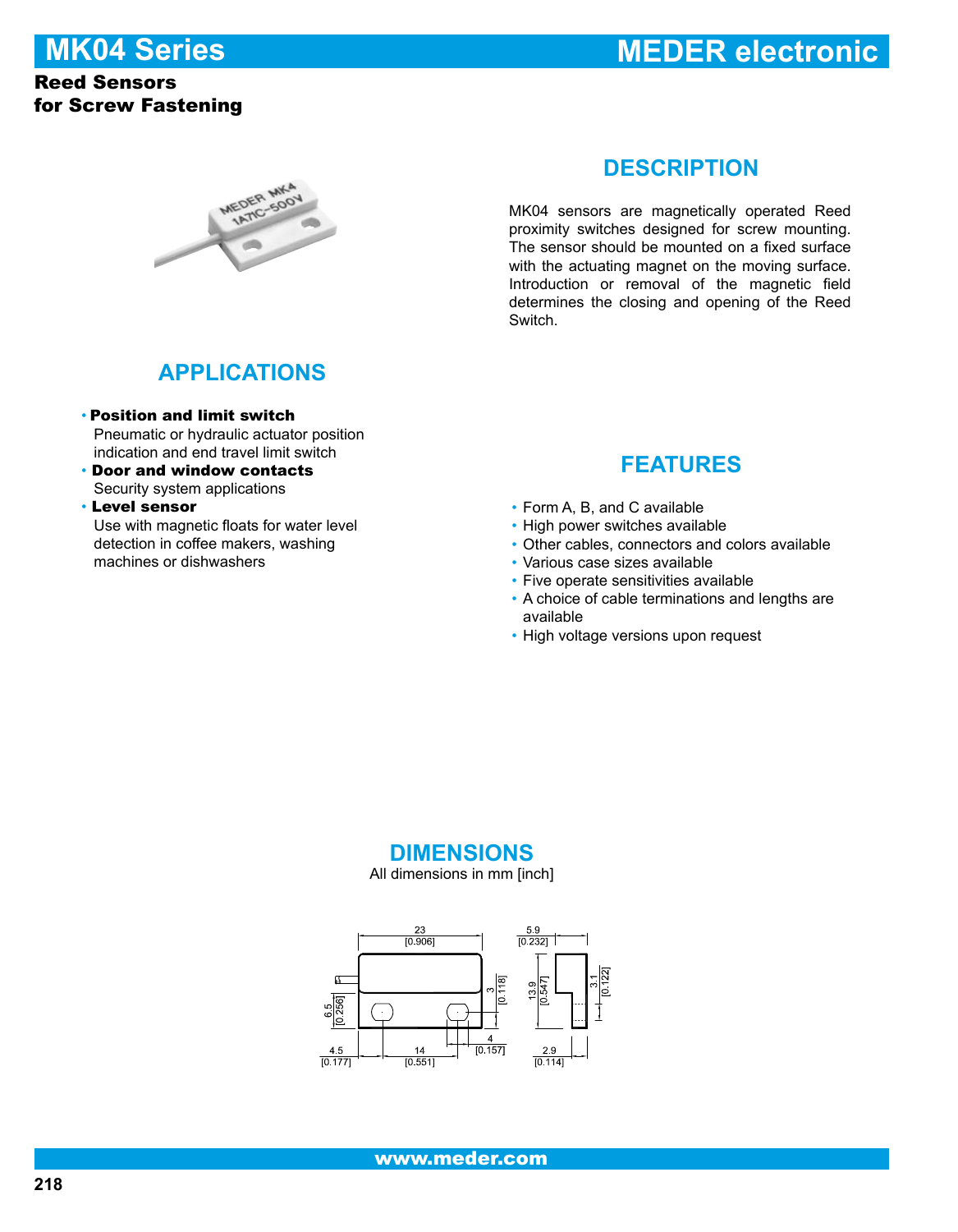# MK04 Series

# MEDER electronic

**Reed Sensors**
**for Screw Fastening**

## DESCRIPTION

MK04 sensors are magnetically operated Reed proximity switches designed for screw mounting. The sensor should be mounted on a fixed surface with the actuating magnet on the moving surface. Introduction or removal of the magnetic field determines the closing and opening of the Reed Switch.

## APPLICATIONS

- **Position and limit switch**
  Pneumatic or hydraulic actuator position indication and end travel limit switch
- **Door and window contacts**
  Security system applications
- **Level sensor**
  Use with magnetic floats for water level detection in coffee makers, washing machines or dishwashers

## FEATURES

- Form A, B, and C available
- High power switches available
- Other cables, connectors and colors available
- Various case sizes available
- Five operate sensitivities available
- A choice of cable terminations and lengths are available
- High voltage versions upon request

## DIMENSIONS

All dimensions in mm [inch]

23 [0.906] · 6.5 [0.256] · 3 [0.118] · 4.5 [0.177] · 14 [0.551] · 4 [0.157] · 5.9 [0.232] · 13.9 [0.547] · 3.1 [0.122] · 2.9 [0.114]

www.meder.com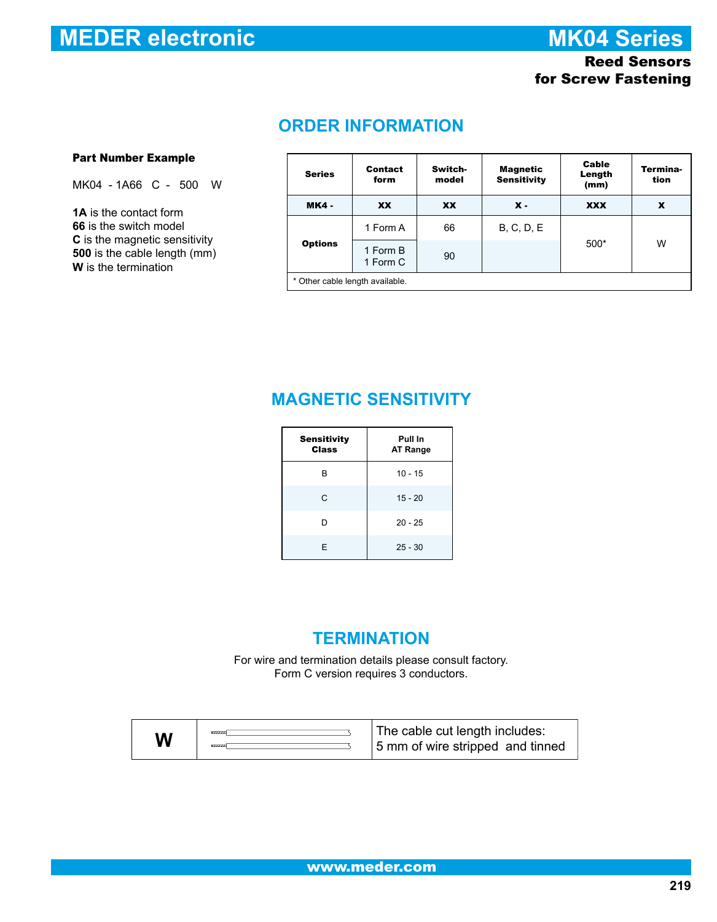# MEDER electronic — MK04 Series

**Reed Sensors for Screw Fastening**

## ORDER INFORMATION

**Part Number Example**

MK04 - 1A66 C - 500 W

**1A** is the contact form
**66** is the switch model
**C** is the magnetic sensitivity
**500** is the cable length (mm)
**W** is the termination

| Series | Contact form | Switch-model | Magnetic Sensitivity | Cable Length (mm) | Termination |
|---|---|---|---|---|---|
| **MK4 -** | **XX** | **XX** | **X -** | **XXX** | **X** |
| **Options** | 1 Form A | 66 | B, C, D, E | 500* | W |
| | 1 Form B<br>1 Form C | 90 | | | |

\* Other cable length available.

## MAGNETIC SENSITIVITY

| Sensitivity Class | Pull In AT Range |
|---|---|
| B | 10 - 15 |
| C | 15 - 20 |
| D | 20 - 25 |
| E | 25 - 30 |

## TERMINATION

For wire and termination details please consult factory.
Form C version requires 3 conductors.

| **W** | | The cable cut length includes:<br>5 mm of wire stripped and tinned |
|---|---|---|

www.meder.com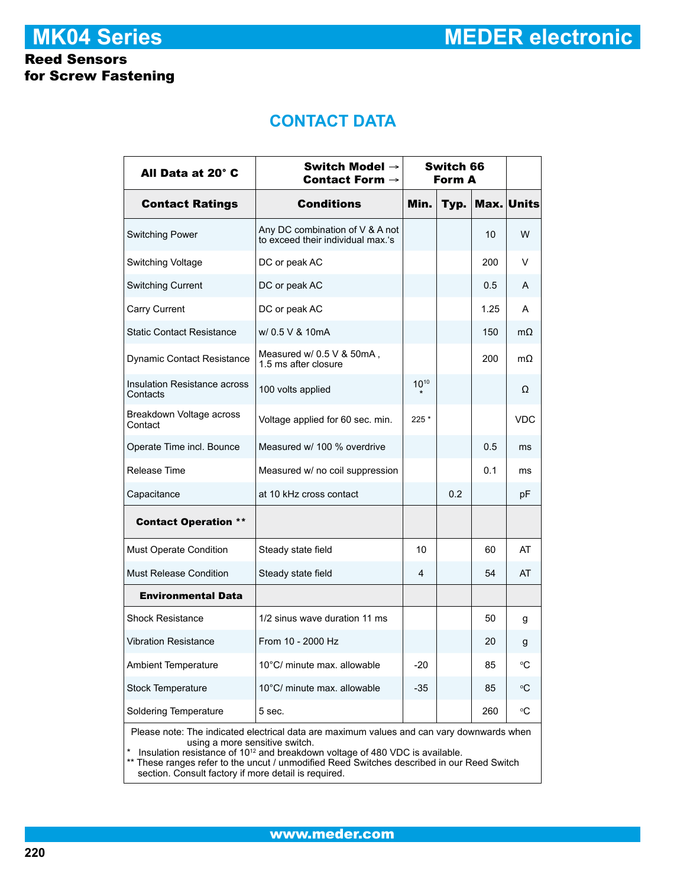# MK04 Series

MEDER electronic

**Reed Sensors for Screw Fastening**

## CONTACT DATA

| All Data at 20° C | Switch Model → Contact Form → | Switch 66 Form A | | | |
|---|---|---|---|---|---|
| **Contact Ratings** | **Conditions** | **Min.** | **Typ.** | **Max.** | **Units** |
| Switching Power | Any DC combination of V & A not to exceed their individual max.'s | | | 10 | W |
| Switching Voltage | DC or peak AC | | | 200 | V |
| Switching Current | DC or peak AC | | | 0.5 | A |
| Carry Current | DC or peak AC | | | 1.25 | A |
| Static Contact Resistance | w/ 0.5 V & 10mA | | | 150 | mΩ |
| Dynamic Contact Resistance | Measured w/ 0.5 V & 50mA , 1.5 ms after closure | | | 200 | mΩ |
| Insulation Resistance across Contacts | 100 volts applied | $10^{10}$ * | | | Ω |
| Breakdown Voltage across Contact | Voltage applied for 60 sec. min. | 225 * | | | VDC |
| Operate Time incl. Bounce | Measured w/ 100 % overdrive | | | 0.5 | ms |
| Release Time | Measured w/ no coil suppression | | | 0.1 | ms |
| Capacitance | at 10 kHz cross contact | | 0.2 | | pF |
| **Contact Operation \*\*** | | | | | |
| Must Operate Condition | Steady state field | 10 | | 60 | AT |
| Must Release Condition | Steady state field | 4 | | 54 | AT |
| **Environmental Data** | | | | | |
| Shock Resistance | 1/2 sinus wave duration 11 ms | | | 50 | g |
| Vibration Resistance | From 10 - 2000 Hz | | | 20 | g |
| Ambient Temperature | 10°C/ minute max. allowable | -20 | | 85 | °C |
| Stock Temperature | 10°C/ minute max. allowable | -35 | | 85 | °C |
| Soldering Temperature | 5 sec. | | | 260 | °C |

Please note: The indicated electrical data are maximum values and can vary downwards when using a more sensitive switch.

\* Insulation resistance of $10^{12}$ and breakdown voltage of 480 VDC is available.

\*\* These ranges refer to the uncut / unmodified Reed Switches described in our Reed Switch section. Consult factory if more detail is required.

www.meder.com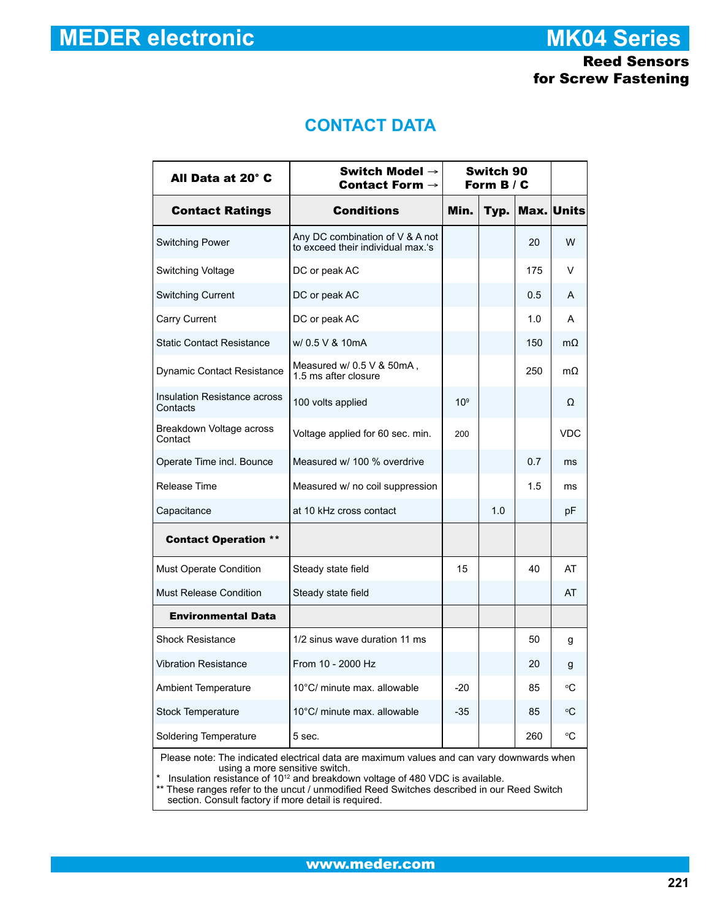# MEDER electronic

# MK04 Series

**Reed Sensors for Screw Fastening**

## CONTACT DATA

| All Data at 20° C | Switch Model → Contact Form → | Switch 90 Form B / C | | | |
|---|---|---|---|---|---|
| **Contact Ratings** | **Conditions** | **Min.** | **Typ.** | **Max.** | **Units** |
| Switching Power | Any DC combination of V & A not to exceed their individual max.'s | | | 20 | W |
| Switching Voltage | DC or peak AC | | | 175 | V |
| Switching Current | DC or peak AC | | | 0.5 | A |
| Carry Current | DC or peak AC | | | 1.0 | A |
| Static Contact Resistance | w/ 0.5 V & 10mA | | | 150 | mΩ |
| Dynamic Contact Resistance | Measured w/ 0.5 V & 50mA , 1.5 ms after closure | | | 250 | mΩ |
| Insulation Resistance across Contacts | 100 volts applied | $10^9$ | | | Ω |
| Breakdown Voltage across Contact | Voltage applied for 60 sec. min. | 200 | | | VDC |
| Operate Time incl. Bounce | Measured w/ 100 % overdrive | | | 0.7 | ms |
| Release Time | Measured w/ no coil suppression | | | 1.5 | ms |
| Capacitance | at 10 kHz cross contact | | 1.0 | | pF |
| **Contact Operation \*\*** | | | | | |
| Must Operate Condition | Steady state field | 15 | | 40 | AT |
| Must Release Condition | Steady state field | | | | AT |
| **Environmental Data** | | | | | |
| Shock Resistance | 1/2 sinus wave duration 11 ms | | | 50 | g |
| Vibration Resistance | From 10 - 2000 Hz | | | 20 | g |
| Ambient Temperature | 10°C/ minute max. allowable | -20 | | 85 | °C |
| Stock Temperature | 10°C/ minute max. allowable | -35 | | 85 | °C |
| Soldering Temperature | 5 sec. | | | 260 | °C |

Please note: The indicated electrical data are maximum values and can vary downwards when using a more sensitive switch.

\* Insulation resistance of $10^{12}$ and breakdown voltage of 480 VDC is available.

\*\* These ranges refer to the uncut / unmodified Reed Switches described in our Reed Switch section. Consult factory if more detail is required.